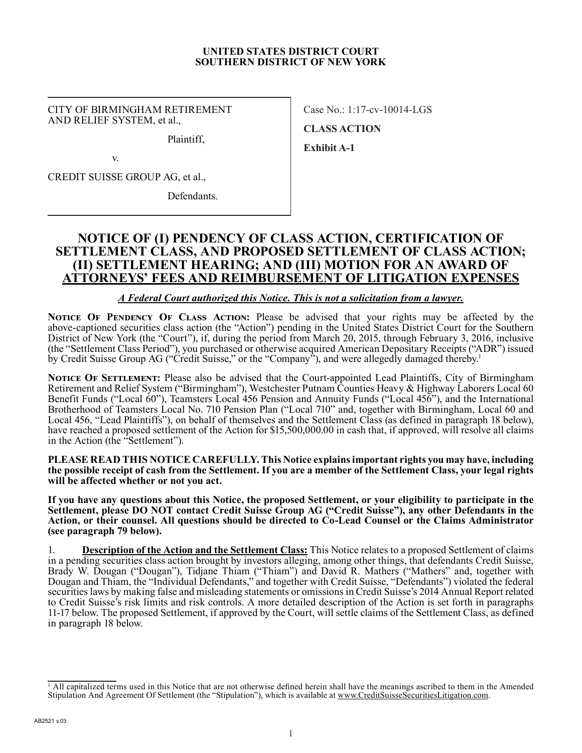**UNITED STATES DISTRICT COURT**
**SOUTHERN DISTRICT OF NEW YORK**

| | |
|---|---|
| CITY OF BIRMINGHAM RETIREMENT AND RELIEF SYSTEM, et al.,<br><br>Plaintiff,<br><br>v.<br><br>CREDIT SUISSE GROUP AG, et al.,<br><br>Defendants. | Case No.: 1:17-cv-10014-LGS<br><br>**CLASS ACTION**<br><br>**Exhibit A-1** |

# NOTICE OF (I) PENDENCY OF CLASS ACTION, CERTIFICATION OF SETTLEMENT CLASS, AND PROPOSED SETTLEMENT OF CLASS ACTION; (II) SETTLEMENT HEARING; AND (III) MOTION FOR AN AWARD OF ATTORNEYS' FEES AND REIMBURSEMENT OF LITIGATION EXPENSES

***A Federal Court authorized this Notice. This is not a solicitation from a lawyer.***

**Notice Of Pendency Of Class Action:** Please be advised that your rights may be affected by the above-captioned securities class action (the "Action") pending in the United States District Court for the Southern District of New York (the "Court"), if, during the period from March 20, 2015, through February 3, 2016, inclusive (the "Settlement Class Period"), you purchased or otherwise acquired American Depositary Receipts ("ADR") issued by Credit Suisse Group AG ("Credit Suisse," or the "Company"), and were allegedly damaged thereby.[1]

**Notice Of Settlement:** Please also be advised that the Court-appointed Lead Plaintiffs, City of Birmingham Retirement and Relief System ("Birmingham"), Westchester Putnam Counties Heavy & Highway Laborers Local 60 Benefit Funds ("Local 60"), Teamsters Local 456 Pension and Annuity Funds ("Local 456"), and the International Brotherhood of Teamsters Local No. 710 Pension Plan ("Local 710" and, together with Birmingham, Local 60 and Local 456, "Lead Plaintiffs"), on behalf of themselves and the Settlement Class (as defined in paragraph 18 below), have reached a proposed settlement of the Action for $15,500,000.00 in cash that, if approved, will resolve all claims in the Action (the "Settlement").

**PLEASE READ THIS NOTICE CAREFULLY. This Notice explains important rights you may have, including the possible receipt of cash from the Settlement. If you are a member of the Settlement Class, your legal rights will be affected whether or not you act.**

**If you have any questions about this Notice, the proposed Settlement, or your eligibility to participate in the Settlement, please DO NOT contact Credit Suisse Group AG ("Credit Suisse"), any other Defendants in the Action, or their counsel. All questions should be directed to Co-Lead Counsel or the Claims Administrator (see paragraph 79 below).**

1. **Description of the Action and the Settlement Class:** This Notice relates to a proposed Settlement of claims in a pending securities class action brought by investors alleging, among other things, that defendants Credit Suisse, Brady W. Dougan ("Dougan"), Tidjane Thiam ("Thiam") and David R. Mathers ("Mathers" and, together with Dougan and Thiam, the "Individual Defendants," and together with Credit Suisse, "Defendants") violated the federal securities laws by making false and misleading statements or omissions in Credit Suisse's 2014 Annual Report related to Credit Suisse's risk limits and risk controls. A more detailed description of the Action is set forth in paragraphs 11-17 below. The proposed Settlement, if approved by the Court, will settle claims of the Settlement Class, as defined in paragraph 18 below.

[1] All capitalized terms used in this Notice that are not otherwise defined herein shall have the meanings ascribed to them in the Amended Stipulation And Agreement Of Settlement (the "Stipulation"), which is available at www.CreditSuisseSecuritiesLitigation.com.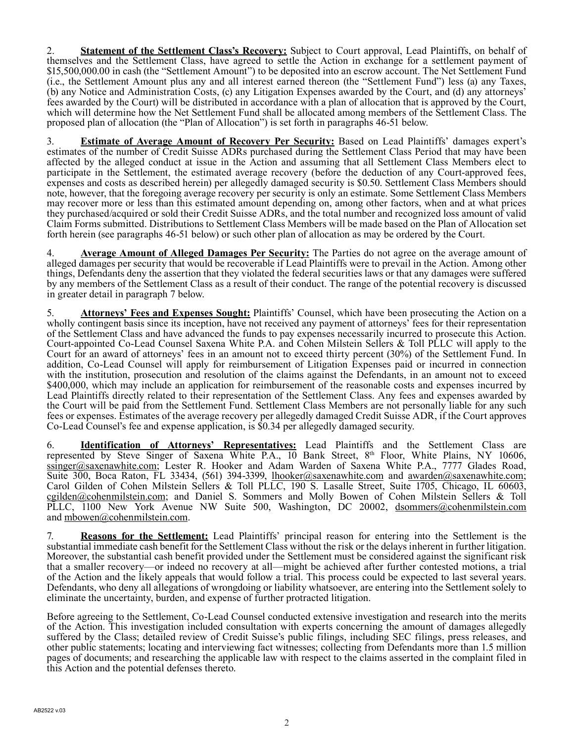2. **Statement of the Settlement Class's Recovery:** Subject to Court approval, Lead Plaintiffs, on behalf of themselves and the Settlement Class, have agreed to settle the Action in exchange for a settlement payment of $15,500,000.00 in cash (the "Settlement Amount") to be deposited into an escrow account. The Net Settlement Fund (i.e., the Settlement Amount plus any and all interest earned thereon (the "Settlement Fund") less (a) any Taxes, (b) any Notice and Administration Costs, (c) any Litigation Expenses awarded by the Court, and (d) any attorneys' fees awarded by the Court) will be distributed in accordance with a plan of allocation that is approved by the Court, which will determine how the Net Settlement Fund shall be allocated among members of the Settlement Class. The proposed plan of allocation (the "Plan of Allocation") is set forth in paragraphs 46-51 below.

3. **Estimate of Average Amount of Recovery Per Security:** Based on Lead Plaintiffs' damages expert's estimates of the number of Credit Suisse ADRs purchased during the Settlement Class Period that may have been affected by the alleged conduct at issue in the Action and assuming that all Settlement Class Members elect to participate in the Settlement, the estimated average recovery (before the deduction of any Court-approved fees, expenses and costs as described herein) per allegedly damaged security is $0.50. Settlement Class Members should note, however, that the foregoing average recovery per security is only an estimate. Some Settlement Class Members may recover more or less than this estimated amount depending on, among other factors, when and at what prices they purchased/acquired or sold their Credit Suisse ADRs, and the total number and recognized loss amount of valid Claim Forms submitted. Distributions to Settlement Class Members will be made based on the Plan of Allocation set forth herein (see paragraphs 46-51 below) or such other plan of allocation as may be ordered by the Court.

4. **Average Amount of Alleged Damages Per Security:** The Parties do not agree on the average amount of alleged damages per security that would be recoverable if Lead Plaintiffs were to prevail in the Action. Among other things, Defendants deny the assertion that they violated the federal securities laws or that any damages were suffered by any members of the Settlement Class as a result of their conduct. The range of the potential recovery is discussed in greater detail in paragraph 7 below.

5. **Attorneys' Fees and Expenses Sought:** Plaintiffs' Counsel, which have been prosecuting the Action on a wholly contingent basis since its inception, have not received any payment of attorneys' fees for their representation of the Settlement Class and have advanced the funds to pay expenses necessarily incurred to prosecute this Action. Court-appointed Co-Lead Counsel Saxena White P.A. and Cohen Milstein Sellers & Toll PLLC will apply to the Court for an award of attorneys' fees in an amount not to exceed thirty percent (30%) of the Settlement Fund. In addition, Co-Lead Counsel will apply for reimbursement of Litigation Expenses paid or incurred in connection with the institution, prosecution and resolution of the claims against the Defendants, in an amount not to exceed $400,000, which may include an application for reimbursement of the reasonable costs and expenses incurred by Lead Plaintiffs directly related to their representation of the Settlement Class. Any fees and expenses awarded by the Court will be paid from the Settlement Fund. Settlement Class Members are not personally liable for any such fees or expenses. Estimates of the average recovery per allegedly damaged Credit Suisse ADR, if the Court approves Co-Lead Counsel's fee and expense application, is $0.34 per allegedly damaged security.

6. **Identification of Attorneys' Representatives:** Lead Plaintiffs and the Settlement Class are represented by Steve Singer of Saxena White P.A., 10 Bank Street, 8th Floor, White Plains, NY 10606, ssinger@saxenawhite.com; Lester R. Hooker and Adam Warden of Saxena White P.A., 7777 Glades Road, Suite 300, Boca Raton, FL 33434, (561) 394-3399, lhooker@saxenawhite.com and awarden@saxenawhite.com; Carol Gilden of Cohen Milstein Sellers & Toll PLLC, 190 S. Lasalle Street, Suite 1705, Chicago, IL 60603, cgilden@cohenmilstein.com; and Daniel S. Sommers and Molly Bowen of Cohen Milstein Sellers & Toll PLLC, 1100 New York Avenue NW Suite 500, Washington, DC 20002, dsommers@cohenmilstein.com and mbowen@cohenmilstein.com.

7. **Reasons for the Settlement:** Lead Plaintiffs' principal reason for entering into the Settlement is the substantial immediate cash benefit for the Settlement Class without the risk or the delays inherent in further litigation. Moreover, the substantial cash benefit provided under the Settlement must be considered against the significant risk that a smaller recovery—or indeed no recovery at all—might be achieved after further contested motions, a trial of the Action and the likely appeals that would follow a trial. This process could be expected to last several years. Defendants, who deny all allegations of wrongdoing or liability whatsoever, are entering into the Settlement solely to eliminate the uncertainty, burden, and expense of further protracted litigation.

Before agreeing to the Settlement, Co-Lead Counsel conducted extensive investigation and research into the merits of the Action. This investigation included consultation with experts concerning the amount of damages allegedly suffered by the Class; detailed review of Credit Suisse's public filings, including SEC filings, press releases, and other public statements; locating and interviewing fact witnesses; collecting from Defendants more than 1.5 million pages of documents; and researching the applicable law with respect to the claims asserted in the complaint filed in this Action and the potential defenses thereto.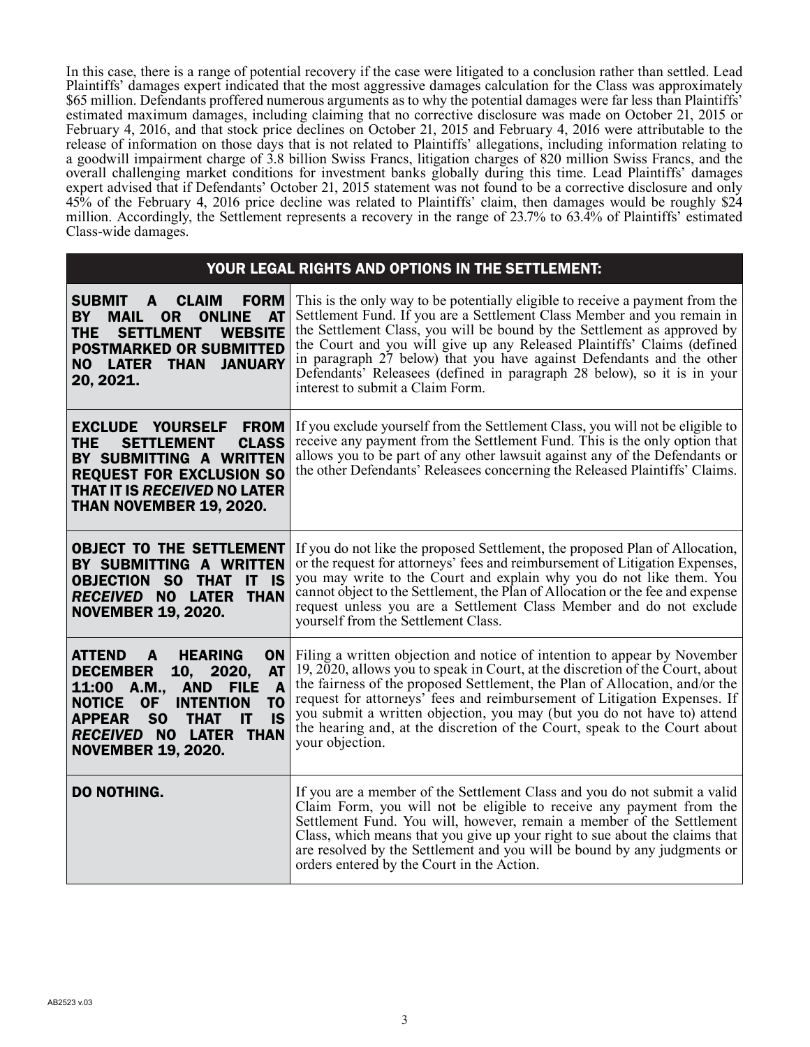In this case, there is a range of potential recovery if the case were litigated to a conclusion rather than settled. Lead Plaintiffs' damages expert indicated that the most aggressive damages calculation for the Class was approximately $65 million. Defendants proffered numerous arguments as to why the potential damages were far less than Plaintiffs' estimated maximum damages, including claiming that no corrective disclosure was made on October 21, 2015 or February 4, 2016, and that stock price declines on October 21, 2015 and February 4, 2016 were attributable to the release of information on those days that is not related to Plaintiffs' allegations, including information relating to a goodwill impairment charge of 3.8 billion Swiss Francs, litigation charges of 820 million Swiss Francs, and the overall challenging market conditions for investment banks globally during this time. Lead Plaintiffs' damages expert advised that if Defendants' October 21, 2015 statement was not found to be a corrective disclosure and only 45% of the February 4, 2016 price decline was related to Plaintiffs' claim, then damages would be roughly $24 million. Accordingly, the Settlement represents a recovery in the range of 23.7% to 63.4% of Plaintiffs' estimated Class-wide damages.

| YOUR LEGAL RIGHTS AND OPTIONS IN THE SETTLEMENT: | |
|---|---|
| **SUBMIT A CLAIM FORM BY MAIL OR ONLINE AT THE SETTLMENT WEBSITE POSTMARKED OR SUBMITTED NO LATER THAN JANUARY 20, 2021.** | This is the only way to be potentially eligible to receive a payment from the Settlement Fund. If you are a Settlement Class Member and you remain in the Settlement Class, you will be bound by the Settlement as approved by the Court and you will give up any Released Plaintiffs' Claims (defined in paragraph 27 below) that you have against Defendants and the other Defendants' Releasees (defined in paragraph 28 below), so it is in your interest to submit a Claim Form. |
| **EXCLUDE YOURSELF FROM THE SETTLEMENT CLASS BY SUBMITTING A WRITTEN REQUEST FOR EXCLUSION SO THAT IT IS *RECEIVED* NO LATER THAN NOVEMBER 19, 2020.** | If you exclude yourself from the Settlement Class, you will not be eligible to receive any payment from the Settlement Fund. This is the only option that allows you to be part of any other lawsuit against any of the Defendants or the other Defendants' Releasees concerning the Released Plaintiffs' Claims. |
| **OBJECT TO THE SETTLEMENT BY SUBMITTING A WRITTEN OBJECTION SO THAT IT IS *RECEIVED* NO LATER THAN NOVEMBER 19, 2020.** | If you do not like the proposed Settlement, the proposed Plan of Allocation, or the request for attorneys' fees and reimbursement of Litigation Expenses, you may write to the Court and explain why you do not like them. You cannot object to the Settlement, the Plan of Allocation or the fee and expense request unless you are a Settlement Class Member and do not exclude yourself from the Settlement Class. |
| **ATTEND A HEARING ON DECEMBER 10, 2020, AT 11:00 A.M., AND FILE A NOTICE OF INTENTION TO APPEAR SO THAT IT IS *RECEIVED* NO LATER THAN NOVEMBER 19, 2020.** | Filing a written objection and notice of intention to appear by November 19, 2020, allows you to speak in Court, at the discretion of the Court, about the fairness of the proposed Settlement, the Plan of Allocation, and/or the request for attorneys' fees and reimbursement of Litigation Expenses. If you submit a written objection, you may (but you do not have to) attend the hearing and, at the discretion of the Court, speak to the Court about your objection. |
| **DO NOTHING.** | If you are a member of the Settlement Class and you do not submit a valid Claim Form, you will not be eligible to receive any payment from the Settlement Fund. You will, however, remain a member of the Settlement Class, which means that you give up your right to sue about the claims that are resolved by the Settlement and you will be bound by any judgments or orders entered by the Court in the Action. |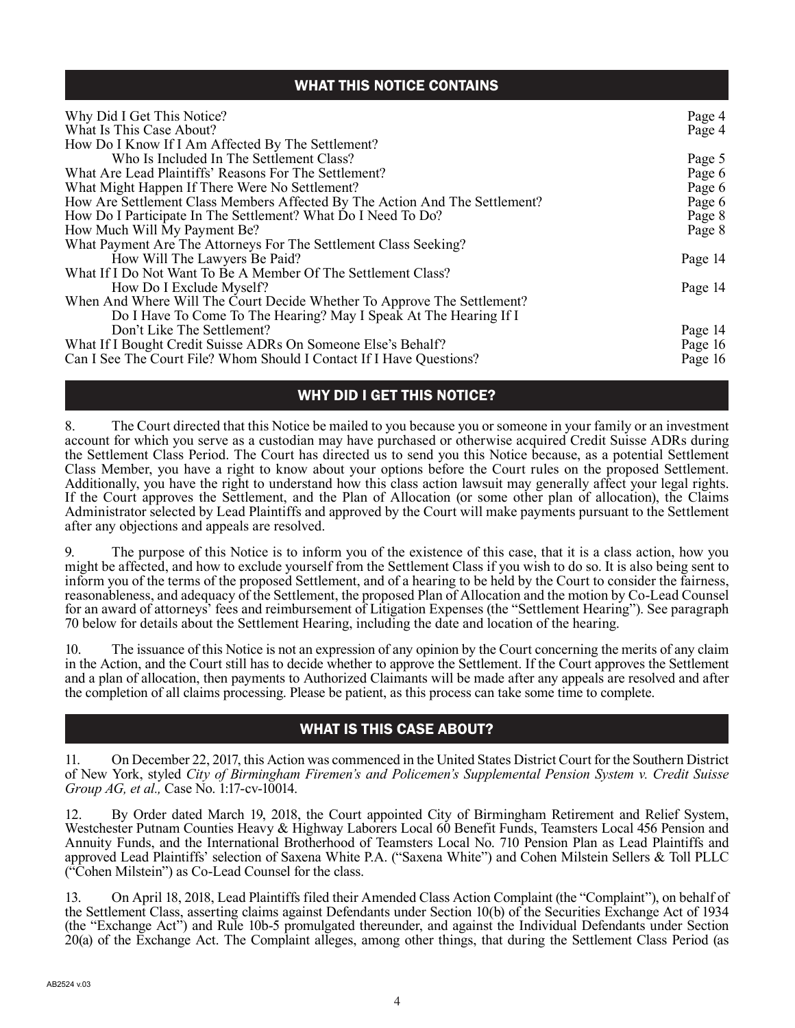## WHAT THIS NOTICE CONTAINS

| | |
|---|---|
| Why Did I Get This Notice? | Page 4 |
| What Is This Case About? | Page 4 |
| How Do I Know If I Am Affected By The Settlement? Who Is Included In The Settlement Class? | Page 5 |
| What Are Lead Plaintiffs' Reasons For The Settlement? | Page 6 |
| What Might Happen If There Were No Settlement? | Page 6 |
| How Are Settlement Class Members Affected By The Action And The Settlement? | Page 6 |
| How Do I Participate In The Settlement? What Do I Need To Do? | Page 8 |
| How Much Will My Payment Be? | Page 8 |
| What Payment Are The Attorneys For The Settlement Class Seeking? How Will The Lawyers Be Paid? | Page 14 |
| What If I Do Not Want To Be A Member Of The Settlement Class? How Do I Exclude Myself? | Page 14 |
| When And Where Will The Court Decide Whether To Approve The Settlement? Do I Have To Come To The Hearing? May I Speak At The Hearing If I Don't Like The Settlement? | Page 14 |
| What If I Bought Credit Suisse ADRs On Someone Else's Behalf? | Page 16 |
| Can I See The Court File? Whom Should I Contact If I Have Questions? | Page 16 |

## WHY DID I GET THIS NOTICE?

8. The Court directed that this Notice be mailed to you because you or someone in your family or an investment account for which you serve as a custodian may have purchased or otherwise acquired Credit Suisse ADRs during the Settlement Class Period. The Court has directed us to send you this Notice because, as a potential Settlement Class Member, you have a right to know about your options before the Court rules on the proposed Settlement. Additionally, you have the right to understand how this class action lawsuit may generally affect your legal rights. If the Court approves the Settlement, and the Plan of Allocation (or some other plan of allocation), the Claims Administrator selected by Lead Plaintiffs and approved by the Court will make payments pursuant to the Settlement after any objections and appeals are resolved.

9. The purpose of this Notice is to inform you of the existence of this case, that it is a class action, how you might be affected, and how to exclude yourself from the Settlement Class if you wish to do so. It is also being sent to inform you of the terms of the proposed Settlement, and of a hearing to be held by the Court to consider the fairness, reasonableness, and adequacy of the Settlement, the proposed Plan of Allocation and the motion by Co-Lead Counsel for an award of attorneys' fees and reimbursement of Litigation Expenses (the "Settlement Hearing"). See paragraph 70 below for details about the Settlement Hearing, including the date and location of the hearing.

10. The issuance of this Notice is not an expression of any opinion by the Court concerning the merits of any claim in the Action, and the Court still has to decide whether to approve the Settlement. If the Court approves the Settlement and a plan of allocation, then payments to Authorized Claimants will be made after any appeals are resolved and after the completion of all claims processing. Please be patient, as this process can take some time to complete.

## WHAT IS THIS CASE ABOUT?

11. On December 22, 2017, this Action was commenced in the United States District Court for the Southern District of New York, styled *City of Birmingham Firemen's and Policemen's Supplemental Pension System v. Credit Suisse Group AG, et al.,* Case No. 1:17-cv-10014.

12. By Order dated March 19, 2018, the Court appointed City of Birmingham Retirement and Relief System, Westchester Putnam Counties Heavy & Highway Laborers Local 60 Benefit Funds, Teamsters Local 456 Pension and Annuity Funds, and the International Brotherhood of Teamsters Local No. 710 Pension Plan as Lead Plaintiffs and approved Lead Plaintiffs' selection of Saxena White P.A. ("Saxena White") and Cohen Milstein Sellers & Toll PLLC ("Cohen Milstein") as Co-Lead Counsel for the class.

13. On April 18, 2018, Lead Plaintiffs filed their Amended Class Action Complaint (the "Complaint"), on behalf of the Settlement Class, asserting claims against Defendants under Section 10(b) of the Securities Exchange Act of 1934 (the "Exchange Act") and Rule 10b-5 promulgated thereunder, and against the Individual Defendants under Section 20(a) of the Exchange Act. The Complaint alleges, among other things, that during the Settlement Class Period (as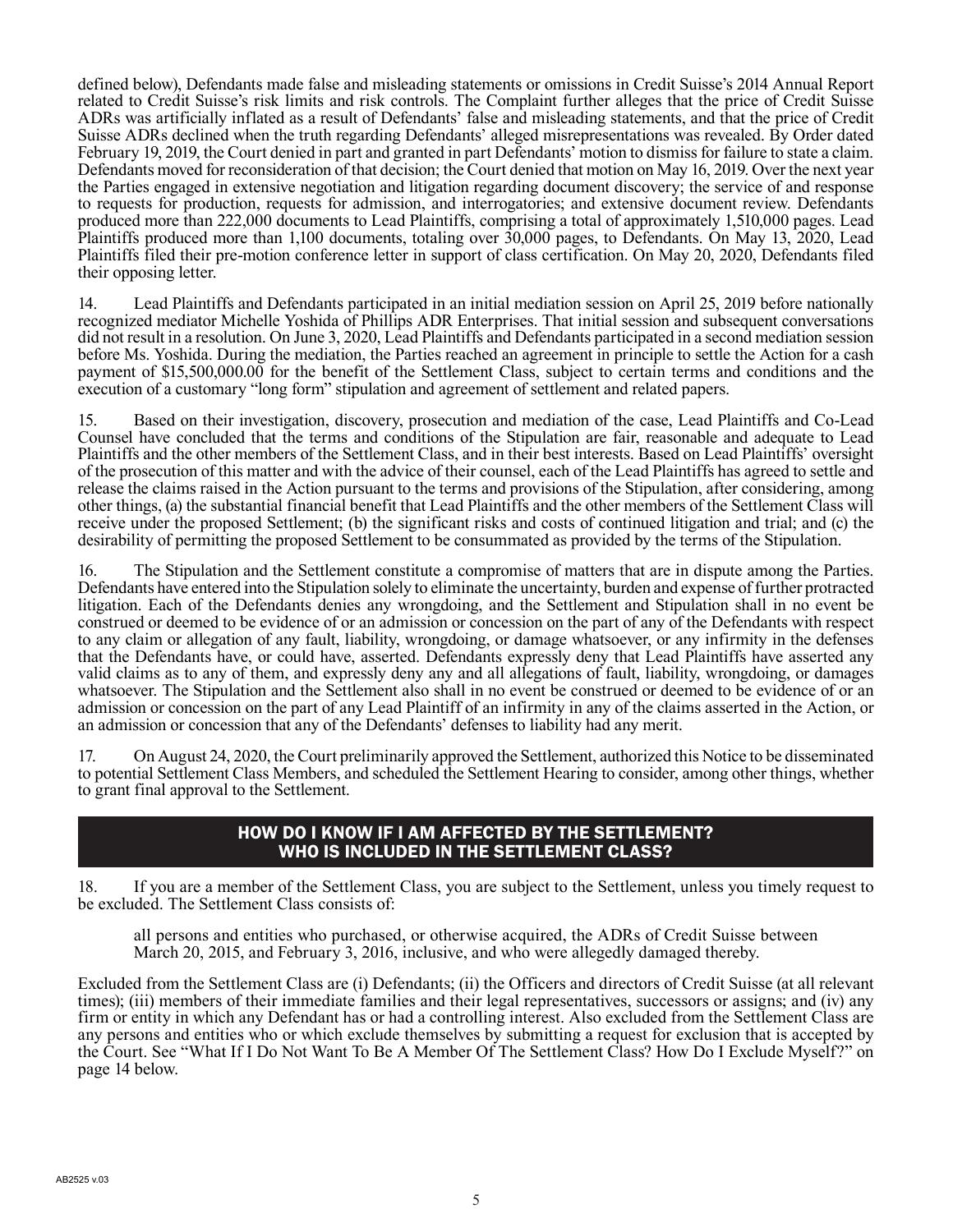defined below), Defendants made false and misleading statements or omissions in Credit Suisse's 2014 Annual Report related to Credit Suisse's risk limits and risk controls. The Complaint further alleges that the price of Credit Suisse ADRs was artificially inflated as a result of Defendants' false and misleading statements, and that the price of Credit Suisse ADRs declined when the truth regarding Defendants' alleged misrepresentations was revealed. By Order dated February 19, 2019, the Court denied in part and granted in part Defendants' motion to dismiss for failure to state a claim. Defendants moved for reconsideration of that decision; the Court denied that motion on May 16, 2019. Over the next year the Parties engaged in extensive negotiation and litigation regarding document discovery; the service of and response to requests for production, requests for admission, and interrogatories; and extensive document review. Defendants produced more than 222,000 documents to Lead Plaintiffs, comprising a total of approximately 1,510,000 pages. Lead Plaintiffs produced more than 1,100 documents, totaling over 30,000 pages, to Defendants. On May 13, 2020, Lead Plaintiffs filed their pre-motion conference letter in support of class certification. On May 20, 2020, Defendants filed their opposing letter.

14. Lead Plaintiffs and Defendants participated in an initial mediation session on April 25, 2019 before nationally recognized mediator Michelle Yoshida of Phillips ADR Enterprises. That initial session and subsequent conversations did not result in a resolution. On June 3, 2020, Lead Plaintiffs and Defendants participated in a second mediation session before Ms. Yoshida. During the mediation, the Parties reached an agreement in principle to settle the Action for a cash payment of $15,500,000.00 for the benefit of the Settlement Class, subject to certain terms and conditions and the execution of a customary "long form" stipulation and agreement of settlement and related papers.

15. Based on their investigation, discovery, prosecution and mediation of the case, Lead Plaintiffs and Co-Lead Counsel have concluded that the terms and conditions of the Stipulation are fair, reasonable and adequate to Lead Plaintiffs and the other members of the Settlement Class, and in their best interests. Based on Lead Plaintiffs' oversight of the prosecution of this matter and with the advice of their counsel, each of the Lead Plaintiffs has agreed to settle and release the claims raised in the Action pursuant to the terms and provisions of the Stipulation, after considering, among other things, (a) the substantial financial benefit that Lead Plaintiffs and the other members of the Settlement Class will receive under the proposed Settlement; (b) the significant risks and costs of continued litigation and trial; and (c) the desirability of permitting the proposed Settlement to be consummated as provided by the terms of the Stipulation.

16. The Stipulation and the Settlement constitute a compromise of matters that are in dispute among the Parties. Defendants have entered into the Stipulation solely to eliminate the uncertainty, burden and expense of further protracted litigation. Each of the Defendants denies any wrongdoing, and the Settlement and Stipulation shall in no event be construed or deemed to be evidence of or an admission or concession on the part of any of the Defendants with respect to any claim or allegation of any fault, liability, wrongdoing, or damage whatsoever, or any infirmity in the defenses that the Defendants have, or could have, asserted. Defendants expressly deny that Lead Plaintiffs have asserted any valid claims as to any of them, and expressly deny any and all allegations of fault, liability, wrongdoing, or damages whatsoever. The Stipulation and the Settlement also shall in no event be construed or deemed to be evidence of or an admission or concession on the part of any Lead Plaintiff of an infirmity in any of the claims asserted in the Action, or an admission or concession that any of the Defendants' defenses to liability had any merit.

17. On August 24, 2020, the Court preliminarily approved the Settlement, authorized this Notice to be disseminated to potential Settlement Class Members, and scheduled the Settlement Hearing to consider, among other things, whether to grant final approval to the Settlement.

## HOW DO I KNOW IF I AM AFFECTED BY THE SETTLEMENT? WHO IS INCLUDED IN THE SETTLEMENT CLASS?

18. If you are a member of the Settlement Class, you are subject to the Settlement, unless you timely request to be excluded. The Settlement Class consists of:

> all persons and entities who purchased, or otherwise acquired, the ADRs of Credit Suisse between March 20, 2015, and February 3, 2016, inclusive, and who were allegedly damaged thereby.

Excluded from the Settlement Class are (i) Defendants; (ii) the Officers and directors of Credit Suisse (at all relevant times); (iii) members of their immediate families and their legal representatives, successors or assigns; and (iv) any firm or entity in which any Defendant has or had a controlling interest. Also excluded from the Settlement Class are any persons and entities who or which exclude themselves by submitting a request for exclusion that is accepted by the Court. See "What If I Do Not Want To Be A Member Of The Settlement Class? How Do I Exclude Myself?" on page 14 below.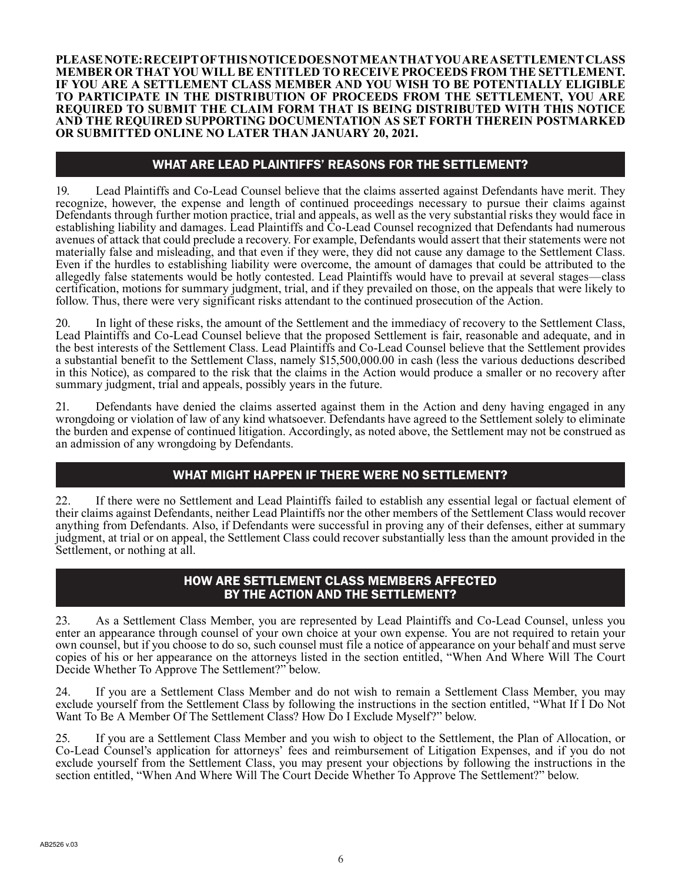**PLEASE NOTE: RECEIPT OF THIS NOTICE DOES NOT MEAN THAT YOU ARE A SETTLEMENT CLASS MEMBER OR THAT YOU WILL BE ENTITLED TO RECEIVE PROCEEDS FROM THE SETTLEMENT. IF YOU ARE A SETTLEMENT CLASS MEMBER AND YOU WISH TO BE POTENTIALLY ELIGIBLE TO PARTICIPATE IN THE DISTRIBUTION OF PROCEEDS FROM THE SETTLEMENT, YOU ARE REQUIRED TO SUBMIT THE CLAIM FORM THAT IS BEING DISTRIBUTED WITH THIS NOTICE AND THE REQUIRED SUPPORTING DOCUMENTATION AS SET FORTH THEREIN POSTMARKED OR SUBMITTED ONLINE NO LATER THAN JANUARY 20, 2021.**

## WHAT ARE LEAD PLAINTIFFS' REASONS FOR THE SETTLEMENT?

19. Lead Plaintiffs and Co-Lead Counsel believe that the claims asserted against Defendants have merit. They recognize, however, the expense and length of continued proceedings necessary to pursue their claims against Defendants through further motion practice, trial and appeals, as well as the very substantial risks they would face in establishing liability and damages. Lead Plaintiffs and Co-Lead Counsel recognized that Defendants had numerous avenues of attack that could preclude a recovery. For example, Defendants would assert that their statements were not materially false and misleading, and that even if they were, they did not cause any damage to the Settlement Class. Even if the hurdles to establishing liability were overcome, the amount of damages that could be attributed to the allegedly false statements would be hotly contested. Lead Plaintiffs would have to prevail at several stages—class certification, motions for summary judgment, trial, and if they prevailed on those, on the appeals that were likely to follow. Thus, there were very significant risks attendant to the continued prosecution of the Action.

20. In light of these risks, the amount of the Settlement and the immediacy of recovery to the Settlement Class, Lead Plaintiffs and Co-Lead Counsel believe that the proposed Settlement is fair, reasonable and adequate, and in the best interests of the Settlement Class. Lead Plaintiffs and Co-Lead Counsel believe that the Settlement provides a substantial benefit to the Settlement Class, namely $15,500,000.00 in cash (less the various deductions described in this Notice), as compared to the risk that the claims in the Action would produce a smaller or no recovery after summary judgment, trial and appeals, possibly years in the future.

21. Defendants have denied the claims asserted against them in the Action and deny having engaged in any wrongdoing or violation of law of any kind whatsoever. Defendants have agreed to the Settlement solely to eliminate the burden and expense of continued litigation. Accordingly, as noted above, the Settlement may not be construed as an admission of any wrongdoing by Defendants.

## WHAT MIGHT HAPPEN IF THERE WERE NO SETTLEMENT?

22. If there were no Settlement and Lead Plaintiffs failed to establish any essential legal or factual element of their claims against Defendants, neither Lead Plaintiffs nor the other members of the Settlement Class would recover anything from Defendants. Also, if Defendants were successful in proving any of their defenses, either at summary judgment, at trial or on appeal, the Settlement Class could recover substantially less than the amount provided in the Settlement, or nothing at all.

## HOW ARE SETTLEMENT CLASS MEMBERS AFFECTED BY THE ACTION AND THE SETTLEMENT?

23. As a Settlement Class Member, you are represented by Lead Plaintiffs and Co-Lead Counsel, unless you enter an appearance through counsel of your own choice at your own expense. You are not required to retain your own counsel, but if you choose to do so, such counsel must file a notice of appearance on your behalf and must serve copies of his or her appearance on the attorneys listed in the section entitled, "When And Where Will The Court Decide Whether To Approve The Settlement?" below.

24. If you are a Settlement Class Member and do not wish to remain a Settlement Class Member, you may exclude yourself from the Settlement Class by following the instructions in the section entitled, "What If I Do Not Want To Be A Member Of The Settlement Class? How Do I Exclude Myself?" below.

25. If you are a Settlement Class Member and you wish to object to the Settlement, the Plan of Allocation, or Co-Lead Counsel's application for attorneys' fees and reimbursement of Litigation Expenses, and if you do not exclude yourself from the Settlement Class, you may present your objections by following the instructions in the section entitled, "When And Where Will The Court Decide Whether To Approve The Settlement?" below.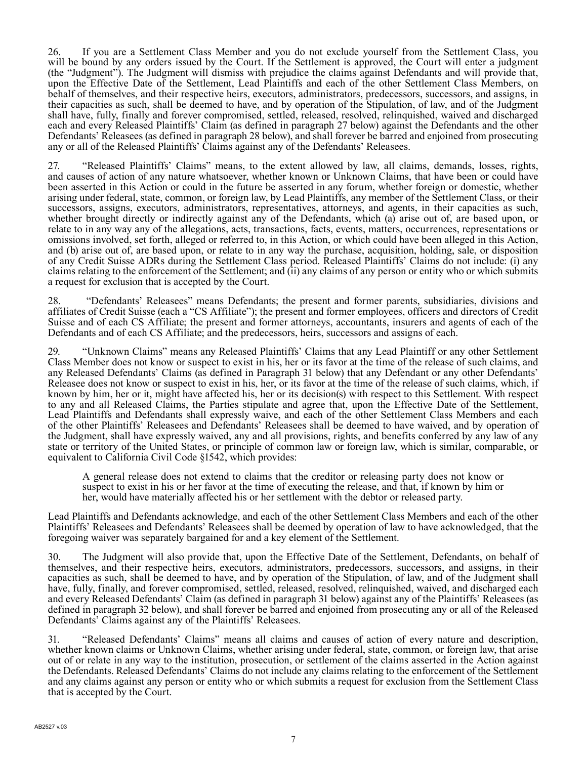26. If you are a Settlement Class Member and you do not exclude yourself from the Settlement Class, you will be bound by any orders issued by the Court. If the Settlement is approved, the Court will enter a judgment (the "Judgment"). The Judgment will dismiss with prejudice the claims against Defendants and will provide that, upon the Effective Date of the Settlement, Lead Plaintiffs and each of the other Settlement Class Members, on behalf of themselves, and their respective heirs, executors, administrators, predecessors, successors, and assigns, in their capacities as such, shall be deemed to have, and by operation of the Stipulation, of law, and of the Judgment shall have, fully, finally and forever compromised, settled, released, resolved, relinquished, waived and discharged each and every Released Plaintiffs' Claim (as defined in paragraph 27 below) against the Defendants and the other Defendants' Releasees (as defined in paragraph 28 below), and shall forever be barred and enjoined from prosecuting any or all of the Released Plaintiffs' Claims against any of the Defendants' Releasees.

27. "Released Plaintiffs' Claims" means, to the extent allowed by law, all claims, demands, losses, rights, and causes of action of any nature whatsoever, whether known or Unknown Claims, that have been or could have been asserted in this Action or could in the future be asserted in any forum, whether foreign or domestic, whether arising under federal, state, common, or foreign law, by Lead Plaintiffs, any member of the Settlement Class, or their successors, assigns, executors, administrators, representatives, attorneys, and agents, in their capacities as such, whether brought directly or indirectly against any of the Defendants, which (a) arise out of, are based upon, or relate to in any way any of the allegations, acts, transactions, facts, events, matters, occurrences, representations or omissions involved, set forth, alleged or referred to, in this Action, or which could have been alleged in this Action, and (b) arise out of, are based upon, or relate to in any way the purchase, acquisition, holding, sale, or disposition of any Credit Suisse ADRs during the Settlement Class period. Released Plaintiffs' Claims do not include: (i) any claims relating to the enforcement of the Settlement; and (ii) any claims of any person or entity who or which submits a request for exclusion that is accepted by the Court.

28. "Defendants' Releasees" means Defendants; the present and former parents, subsidiaries, divisions and affiliates of Credit Suisse (each a "CS Affiliate"); the present and former employees, officers and directors of Credit Suisse and of each CS Affiliate; the present and former attorneys, accountants, insurers and agents of each of the Defendants and of each CS Affiliate; and the predecessors, heirs, successors and assigns of each.

29. "Unknown Claims" means any Released Plaintiffs' Claims that any Lead Plaintiff or any other Settlement Class Member does not know or suspect to exist in his, her or its favor at the time of the release of such claims, and any Released Defendants' Claims (as defined in Paragraph 31 below) that any Defendant or any other Defendants' Releasee does not know or suspect to exist in his, her, or its favor at the time of the release of such claims, which, if known by him, her or it, might have affected his, her or its decision(s) with respect to this Settlement. With respect to any and all Released Claims, the Parties stipulate and agree that, upon the Effective Date of the Settlement, Lead Plaintiffs and Defendants shall expressly waive, and each of the other Settlement Class Members and each of the other Plaintiffs' Releasees and Defendants' Releasees shall be deemed to have waived, and by operation of the Judgment, shall have expressly waived, any and all provisions, rights, and benefits conferred by any law of any state or territory of the United States, or principle of common law or foreign law, which is similar, comparable, or equivalent to California Civil Code §1542, which provides:

> A general release does not extend to claims that the creditor or releasing party does not know or suspect to exist in his or her favor at the time of executing the release, and that, if known by him or her, would have materially affected his or her settlement with the debtor or released party.

Lead Plaintiffs and Defendants acknowledge, and each of the other Settlement Class Members and each of the other Plaintiffs' Releasees and Defendants' Releasees shall be deemed by operation of law to have acknowledged, that the foregoing waiver was separately bargained for and a key element of the Settlement.

30. The Judgment will also provide that, upon the Effective Date of the Settlement, Defendants, on behalf of themselves, and their respective heirs, executors, administrators, predecessors, successors, and assigns, in their capacities as such, shall be deemed to have, and by operation of the Stipulation, of law, and of the Judgment shall have, fully, finally, and forever compromised, settled, released, resolved, relinquished, waived, and discharged each and every Released Defendants' Claim (as defined in paragraph 31 below) against any of the Plaintiffs' Releasees (as defined in paragraph 32 below), and shall forever be barred and enjoined from prosecuting any or all of the Released Defendants' Claims against any of the Plaintiffs' Releasees.

31. "Released Defendants' Claims" means all claims and causes of action of every nature and description, whether known claims or Unknown Claims, whether arising under federal, state, common, or foreign law, that arise out of or relate in any way to the institution, prosecution, or settlement of the claims asserted in the Action against the Defendants. Released Defendants' Claims do not include any claims relating to the enforcement of the Settlement and any claims against any person or entity who or which submits a request for exclusion from the Settlement Class that is accepted by the Court.

AB2527 v.03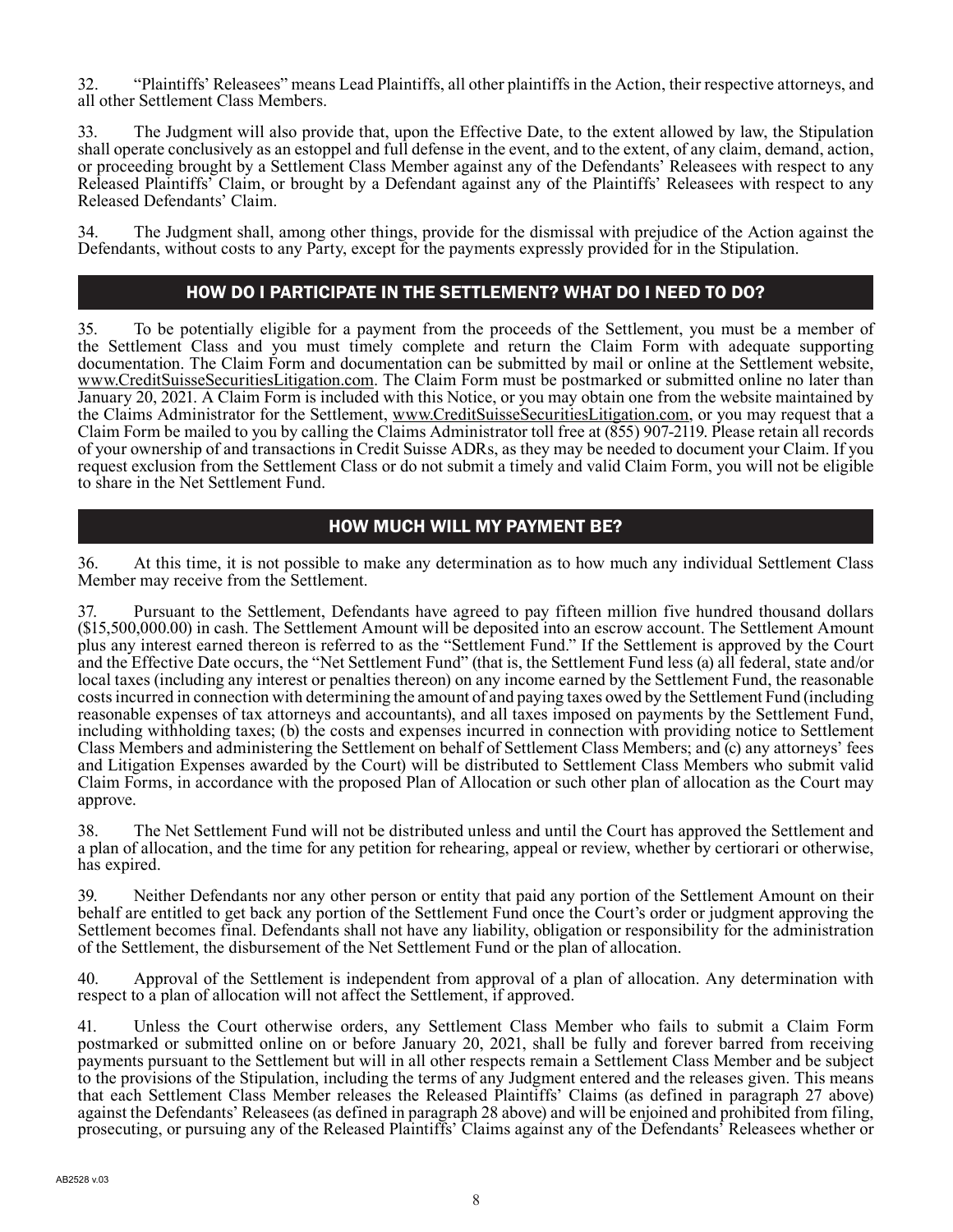32. "Plaintiffs' Releasees" means Lead Plaintiffs, all other plaintiffs in the Action, their respective attorneys, and all other Settlement Class Members.

33. The Judgment will also provide that, upon the Effective Date, to the extent allowed by law, the Stipulation shall operate conclusively as an estoppel and full defense in the event, and to the extent, of any claim, demand, action, or proceeding brought by a Settlement Class Member against any of the Defendants' Releasees with respect to any Released Plaintiffs' Claim, or brought by a Defendant against any of the Plaintiffs' Releasees with respect to any Released Defendants' Claim.

34. The Judgment shall, among other things, provide for the dismissal with prejudice of the Action against the Defendants, without costs to any Party, except for the payments expressly provided for in the Stipulation.

## HOW DO I PARTICIPATE IN THE SETTLEMENT? WHAT DO I NEED TO DO?

35. To be potentially eligible for a payment from the proceeds of the Settlement, you must be a member of the Settlement Class and you must timely complete and return the Claim Form with adequate supporting documentation. The Claim Form and documentation can be submitted by mail or online at the Settlement website, www.CreditSuisseSecuritiesLitigation.com. The Claim Form must be postmarked or submitted online no later than January 20, 2021. A Claim Form is included with this Notice, or you may obtain one from the website maintained by the Claims Administrator for the Settlement, www.CreditSuisseSecuritiesLitigation.com, or you may request that a Claim Form be mailed to you by calling the Claims Administrator toll free at (855) 907-2119. Please retain all records of your ownership of and transactions in Credit Suisse ADRs, as they may be needed to document your Claim. If you request exclusion from the Settlement Class or do not submit a timely and valid Claim Form, you will not be eligible to share in the Net Settlement Fund.

## HOW MUCH WILL MY PAYMENT BE?

36. At this time, it is not possible to make any determination as to how much any individual Settlement Class Member may receive from the Settlement.

37. Pursuant to the Settlement, Defendants have agreed to pay fifteen million five hundred thousand dollars ($15,500,000.00) in cash. The Settlement Amount will be deposited into an escrow account. The Settlement Amount plus any interest earned thereon is referred to as the "Settlement Fund." If the Settlement is approved by the Court and the Effective Date occurs, the "Net Settlement Fund" (that is, the Settlement Fund less (a) all federal, state and/or local taxes (including any interest or penalties thereon) on any income earned by the Settlement Fund, the reasonable costs incurred in connection with determining the amount of and paying taxes owed by the Settlement Fund (including reasonable expenses of tax attorneys and accountants), and all taxes imposed on payments by the Settlement Fund, including withholding taxes; (b) the costs and expenses incurred in connection with providing notice to Settlement Class Members and administering the Settlement on behalf of Settlement Class Members; and (c) any attorneys' fees and Litigation Expenses awarded by the Court) will be distributed to Settlement Class Members who submit valid Claim Forms, in accordance with the proposed Plan of Allocation or such other plan of allocation as the Court may approve.

38. The Net Settlement Fund will not be distributed unless and until the Court has approved the Settlement and a plan of allocation, and the time for any petition for rehearing, appeal or review, whether by certiorari or otherwise, has expired.

39. Neither Defendants nor any other person or entity that paid any portion of the Settlement Amount on their behalf are entitled to get back any portion of the Settlement Fund once the Court's order or judgment approving the Settlement becomes final. Defendants shall not have any liability, obligation or responsibility for the administration of the Settlement, the disbursement of the Net Settlement Fund or the plan of allocation.

40. Approval of the Settlement is independent from approval of a plan of allocation. Any determination with respect to a plan of allocation will not affect the Settlement, if approved.

41. Unless the Court otherwise orders, any Settlement Class Member who fails to submit a Claim Form postmarked or submitted online on or before January 20, 2021, shall be fully and forever barred from receiving payments pursuant to the Settlement but will in all other respects remain a Settlement Class Member and be subject to the provisions of the Stipulation, including the terms of any Judgment entered and the releases given. This means that each Settlement Class Member releases the Released Plaintiffs' Claims (as defined in paragraph 27 above) against the Defendants' Releasees (as defined in paragraph 28 above) and will be enjoined and prohibited from filing, prosecuting, or pursuing any of the Released Plaintiffs' Claims against any of the Defendants' Releasees whether or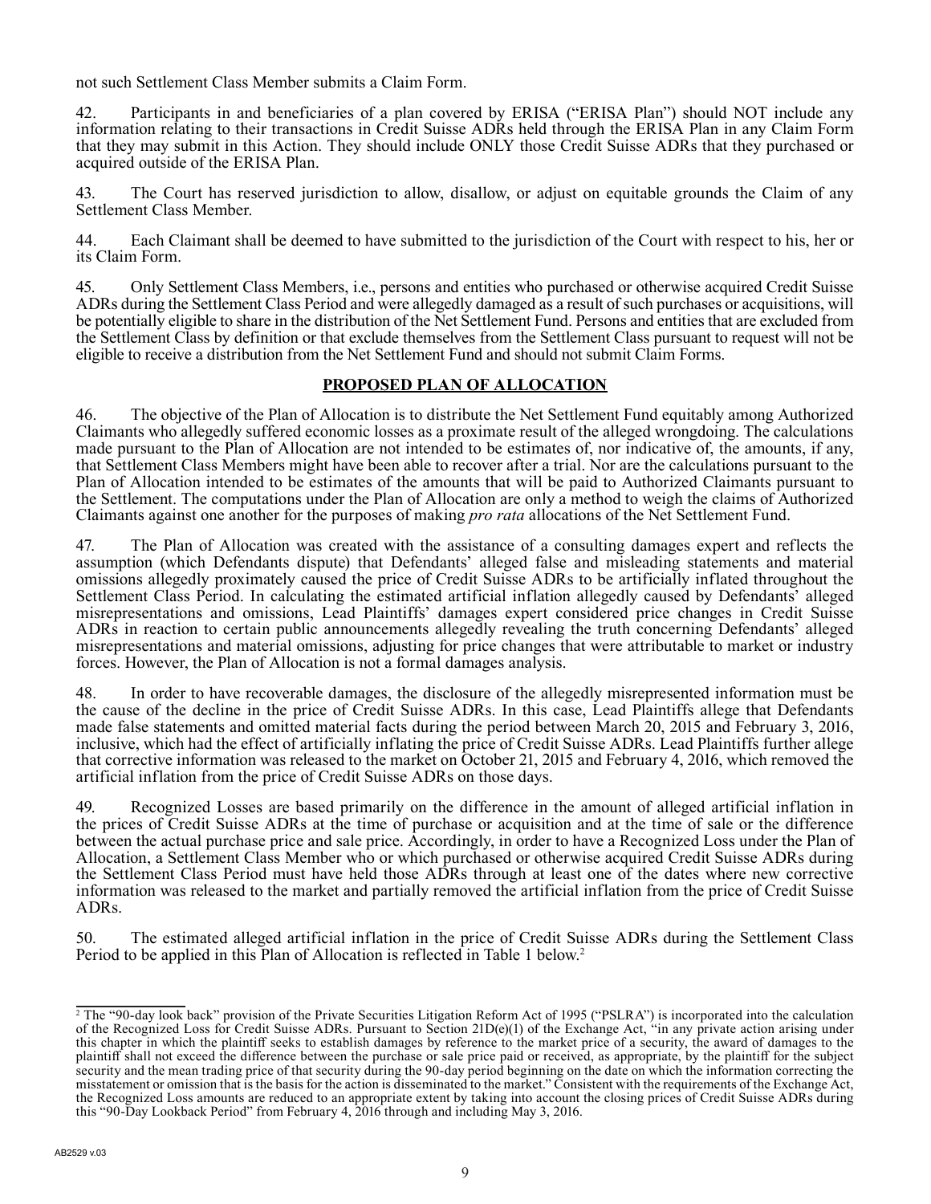not such Settlement Class Member submits a Claim Form.

42. Participants in and beneficiaries of a plan covered by ERISA ("ERISA Plan") should NOT include any information relating to their transactions in Credit Suisse ADRs held through the ERISA Plan in any Claim Form that they may submit in this Action. They should include ONLY those Credit Suisse ADRs that they purchased or acquired outside of the ERISA Plan.

43. The Court has reserved jurisdiction to allow, disallow, or adjust on equitable grounds the Claim of any Settlement Class Member.

44. Each Claimant shall be deemed to have submitted to the jurisdiction of the Court with respect to his, her or its Claim Form.

45. Only Settlement Class Members, i.e., persons and entities who purchased or otherwise acquired Credit Suisse ADRs during the Settlement Class Period and were allegedly damaged as a result of such purchases or acquisitions, will be potentially eligible to share in the distribution of the Net Settlement Fund. Persons and entities that are excluded from the Settlement Class by definition or that exclude themselves from the Settlement Class pursuant to request will not be eligible to receive a distribution from the Net Settlement Fund and should not submit Claim Forms.

## PROPOSED PLAN OF ALLOCATION

46. The objective of the Plan of Allocation is to distribute the Net Settlement Fund equitably among Authorized Claimants who allegedly suffered economic losses as a proximate result of the alleged wrongdoing. The calculations made pursuant to the Plan of Allocation are not intended to be estimates of, nor indicative of, the amounts, if any, that Settlement Class Members might have been able to recover after a trial. Nor are the calculations pursuant to the Plan of Allocation intended to be estimates of the amounts that will be paid to Authorized Claimants pursuant to the Settlement. The computations under the Plan of Allocation are only a method to weigh the claims of Authorized Claimants against one another for the purposes of making *pro rata* allocations of the Net Settlement Fund.

47. The Plan of Allocation was created with the assistance of a consulting damages expert and reflects the assumption (which Defendants dispute) that Defendants' alleged false and misleading statements and material omissions allegedly proximately caused the price of Credit Suisse ADRs to be artificially inflated throughout the Settlement Class Period. In calculating the estimated artificial inflation allegedly caused by Defendants' alleged misrepresentations and omissions, Lead Plaintiffs' damages expert considered price changes in Credit Suisse ADRs in reaction to certain public announcements allegedly revealing the truth concerning Defendants' alleged misrepresentations and material omissions, adjusting for price changes that were attributable to market or industry forces. However, the Plan of Allocation is not a formal damages analysis.

48. In order to have recoverable damages, the disclosure of the allegedly misrepresented information must be the cause of the decline in the price of Credit Suisse ADRs. In this case, Lead Plaintiffs allege that Defendants made false statements and omitted material facts during the period between March 20, 2015 and February 3, 2016, inclusive, which had the effect of artificially inflating the price of Credit Suisse ADRs. Lead Plaintiffs further allege that corrective information was released to the market on October 21, 2015 and February 4, 2016, which removed the artificial inflation from the price of Credit Suisse ADRs on those days.

49. Recognized Losses are based primarily on the difference in the amount of alleged artificial inflation in the prices of Credit Suisse ADRs at the time of purchase or acquisition and at the time of sale or the difference between the actual purchase price and sale price. Accordingly, in order to have a Recognized Loss under the Plan of Allocation, a Settlement Class Member who or which purchased or otherwise acquired Credit Suisse ADRs during the Settlement Class Period must have held those ADRs through at least one of the dates where new corrective information was released to the market and partially removed the artificial inflation from the price of Credit Suisse ADRs.

50. The estimated alleged artificial inflation in the price of Credit Suisse ADRs during the Settlement Class Period to be applied in this Plan of Allocation is reflected in Table 1 below.[2]

[2] The "90-day look back" provision of the Private Securities Litigation Reform Act of 1995 ("PSLRA") is incorporated into the calculation of the Recognized Loss for Credit Suisse ADRs. Pursuant to Section 21D(e)(1) of the Exchange Act, "in any private action arising under this chapter in which the plaintiff seeks to establish damages by reference to the market price of a security, the award of damages to the plaintiff shall not exceed the difference between the purchase or sale price paid or received, as appropriate, by the plaintiff for the subject security and the mean trading price of that security during the 90-day period beginning on the date on which the information correcting the misstatement or omission that is the basis for the action is disseminated to the market." Consistent with the requirements of the Exchange Act, the Recognized Loss amounts are reduced to an appropriate extent by taking into account the closing prices of Credit Suisse ADRs during this "90-Day Lookback Period" from February 4, 2016 through and including May 3, 2016.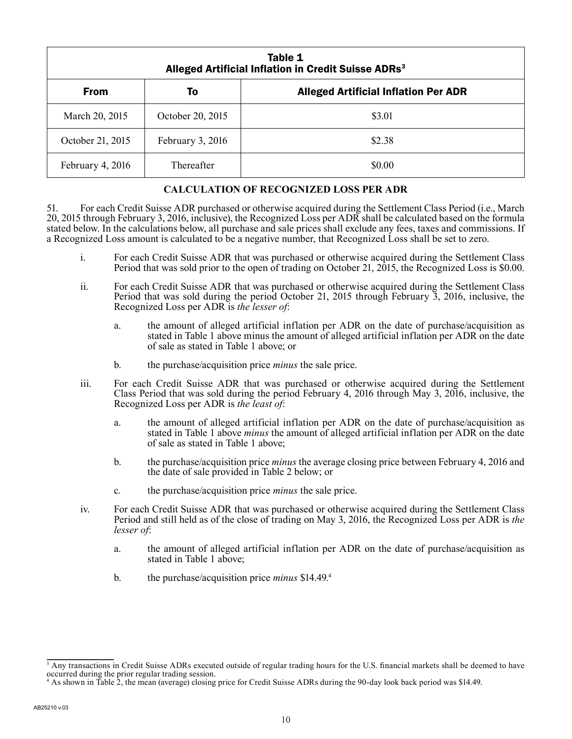| Table 1<br>Alleged Artificial Inflation in Credit Suisse ADRs[3] | | |
|---|---|---|
| **From** | **To** | **Alleged Artificial Inflation Per ADR** |
| March 20, 2015 | October 20, 2015 | $3.01 |
| October 21, 2015 | February 3, 2016 | $2.38 |
| February 4, 2016 | Thereafter | $0.00 |

## CALCULATION OF RECOGNIZED LOSS PER ADR

51. For each Credit Suisse ADR purchased or otherwise acquired during the Settlement Class Period (i.e., March 20, 2015 through February 3, 2016, inclusive), the Recognized Loss per ADR shall be calculated based on the formula stated below. In the calculations below, all purchase and sale prices shall exclude any fees, taxes and commissions. If a Recognized Loss amount is calculated to be a negative number, that Recognized Loss shall be set to zero.

i. For each Credit Suisse ADR that was purchased or otherwise acquired during the Settlement Class Period that was sold prior to the open of trading on October 21, 2015, the Recognized Loss is $0.00.

ii. For each Credit Suisse ADR that was purchased or otherwise acquired during the Settlement Class Period that was sold during the period October 21, 2015 through February 3, 2016, inclusive, the Recognized Loss per ADR is *the lesser of*:

  a. the amount of alleged artificial inflation per ADR on the date of purchase/acquisition as stated in Table 1 above minus the amount of alleged artificial inflation per ADR on the date of sale as stated in Table 1 above; or

  b. the purchase/acquisition price *minus* the sale price.

iii. For each Credit Suisse ADR that was purchased or otherwise acquired during the Settlement Class Period that was sold during the period February 4, 2016 through May 3, 2016, inclusive, the Recognized Loss per ADR is *the least of*:

  a. the amount of alleged artificial inflation per ADR on the date of purchase/acquisition as stated in Table 1 above *minus* the amount of alleged artificial inflation per ADR on the date of sale as stated in Table 1 above;

  b. the purchase/acquisition price *minus* the average closing price between February 4, 2016 and the date of sale provided in Table 2 below; or

  c. the purchase/acquisition price *minus* the sale price.

iv. For each Credit Suisse ADR that was purchased or otherwise acquired during the Settlement Class Period and still held as of the close of trading on May 3, 2016, the Recognized Loss per ADR is *the lesser of*:

  a. the amount of alleged artificial inflation per ADR on the date of purchase/acquisition as stated in Table 1 above;

  b. the purchase/acquisition price *minus* $14.49.[4]

[3] Any transactions in Credit Suisse ADRs executed outside of regular trading hours for the U.S. financial markets shall be deemed to have occurred during the prior regular trading session.

[4] As shown in Table 2, the mean (average) closing price for Credit Suisse ADRs during the 90-day look back period was $14.49.

AB25210 v.03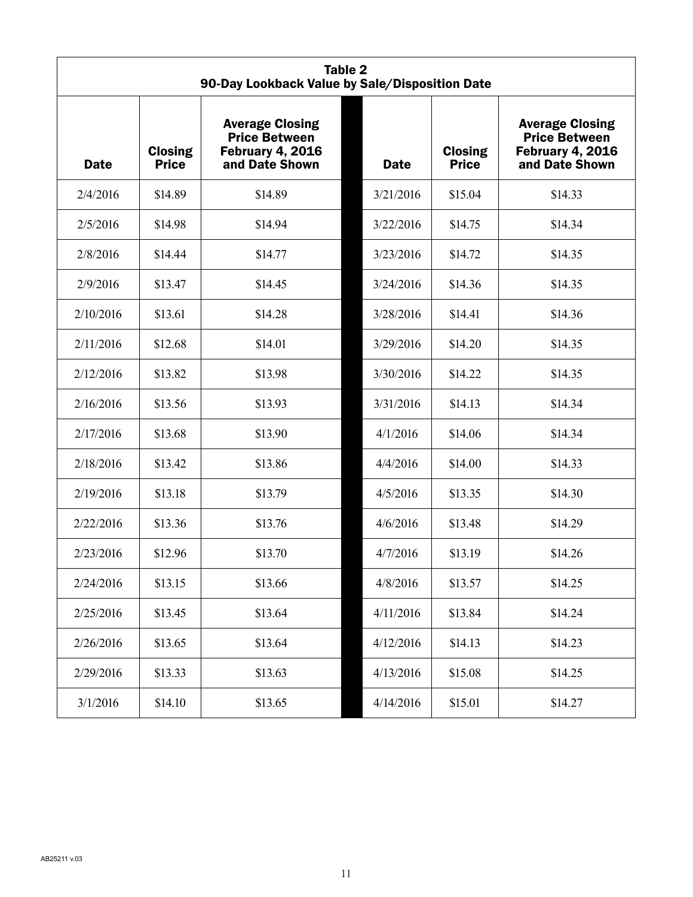**Table 2**
**90-Day Lookback Value by Sale/Disposition Date**

| Date | Closing Price | Average Closing Price Between February 4, 2016 and Date Shown | Date | Closing Price | Average Closing Price Between February 4, 2016 and Date Shown |
|---|---|---|---|---|---|
| 2/4/2016 | $14.89 | $14.89 | 3/21/2016 | $15.04 | $14.33 |
| 2/5/2016 | $14.98 | $14.94 | 3/22/2016 | $14.75 | $14.34 |
| 2/8/2016 | $14.44 | $14.77 | 3/23/2016 | $14.72 | $14.35 |
| 2/9/2016 | $13.47 | $14.45 | 3/24/2016 | $14.36 | $14.35 |
| 2/10/2016 | $13.61 | $14.28 | 3/28/2016 | $14.41 | $14.36 |
| 2/11/2016 | $12.68 | $14.01 | 3/29/2016 | $14.20 | $14.35 |
| 2/12/2016 | $13.82 | $13.98 | 3/30/2016 | $14.22 | $14.35 |
| 2/16/2016 | $13.56 | $13.93 | 3/31/2016 | $14.13 | $14.34 |
| 2/17/2016 | $13.68 | $13.90 | 4/1/2016 | $14.06 | $14.34 |
| 2/18/2016 | $13.42 | $13.86 | 4/4/2016 | $14.00 | $14.33 |
| 2/19/2016 | $13.18 | $13.79 | 4/5/2016 | $13.35 | $14.30 |
| 2/22/2016 | $13.36 | $13.76 | 4/6/2016 | $13.48 | $14.29 |
| 2/23/2016 | $12.96 | $13.70 | 4/7/2016 | $13.19 | $14.26 |
| 2/24/2016 | $13.15 | $13.66 | 4/8/2016 | $13.57 | $14.25 |
| 2/25/2016 | $13.45 | $13.64 | 4/11/2016 | $13.84 | $14.24 |
| 2/26/2016 | $13.65 | $13.64 | 4/12/2016 | $14.13 | $14.23 |
| 2/29/2016 | $13.33 | $13.63 | 4/13/2016 | $15.08 | $14.25 |
| 3/1/2016 | $14.10 | $13.65 | 4/14/2016 | $15.01 | $14.27 |

AB25211 v.03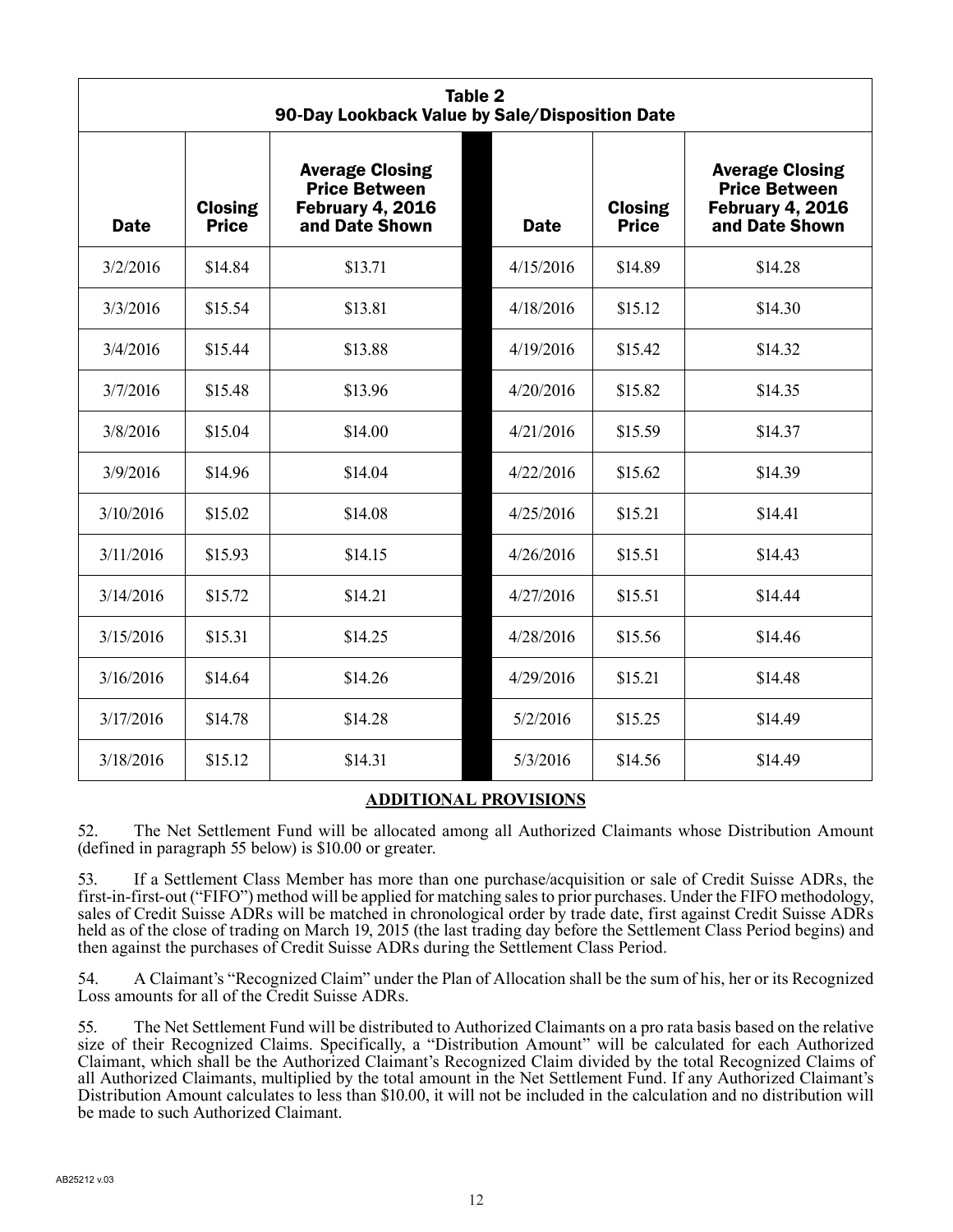| Table 2<br>90-Day Lookback Value by Sale/Disposition Date | | | | | |
|---|---|---|---|---|---|
| **Date** | **Closing Price** | **Average Closing Price Between February 4, 2016 and Date Shown** | **Date** | **Closing Price** | **Average Closing Price Between February 4, 2016 and Date Shown** |
| 3/2/2016 | $14.84 | $13.71 | 4/15/2016 | $14.89 | $14.28 |
| 3/3/2016 | $15.54 | $13.81 | 4/18/2016 | $15.12 | $14.30 |
| 3/4/2016 | $15.44 | $13.88 | 4/19/2016 | $15.42 | $14.32 |
| 3/7/2016 | $15.48 | $13.96 | 4/20/2016 | $15.82 | $14.35 |
| 3/8/2016 | $15.04 | $14.00 | 4/21/2016 | $15.59 | $14.37 |
| 3/9/2016 | $14.96 | $14.04 | 4/22/2016 | $15.62 | $14.39 |
| 3/10/2016 | $15.02 | $14.08 | 4/25/2016 | $15.21 | $14.41 |
| 3/11/2016 | $15.93 | $14.15 | 4/26/2016 | $15.51 | $14.43 |
| 3/14/2016 | $15.72 | $14.21 | 4/27/2016 | $15.51 | $14.44 |
| 3/15/2016 | $15.31 | $14.25 | 4/28/2016 | $15.56 | $14.46 |
| 3/16/2016 | $14.64 | $14.26 | 4/29/2016 | $15.21 | $14.48 |
| 3/17/2016 | $14.78 | $14.28 | 5/2/2016 | $15.25 | $14.49 |
| 3/18/2016 | $15.12 | $14.31 | 5/3/2016 | $14.56 | $14.49 |

## ADDITIONAL PROVISIONS

52. The Net Settlement Fund will be allocated among all Authorized Claimants whose Distribution Amount (defined in paragraph 55 below) is $10.00 or greater.

53. If a Settlement Class Member has more than one purchase/acquisition or sale of Credit Suisse ADRs, the first-in-first-out ("FIFO") method will be applied for matching sales to prior purchases. Under the FIFO methodology, sales of Credit Suisse ADRs will be matched in chronological order by trade date, first against Credit Suisse ADRs held as of the close of trading on March 19, 2015 (the last trading day before the Settlement Class Period begins) and then against the purchases of Credit Suisse ADRs during the Settlement Class Period.

54. A Claimant's "Recognized Claim" under the Plan of Allocation shall be the sum of his, her or its Recognized Loss amounts for all of the Credit Suisse ADRs.

55. The Net Settlement Fund will be distributed to Authorized Claimants on a pro rata basis based on the relative size of their Recognized Claims. Specifically, a "Distribution Amount" will be calculated for each Authorized Claimant, which shall be the Authorized Claimant's Recognized Claim divided by the total Recognized Claims of all Authorized Claimants, multiplied by the total amount in the Net Settlement Fund. If any Authorized Claimant's Distribution Amount calculates to less than $10.00, it will not be included in the calculation and no distribution will be made to such Authorized Claimant.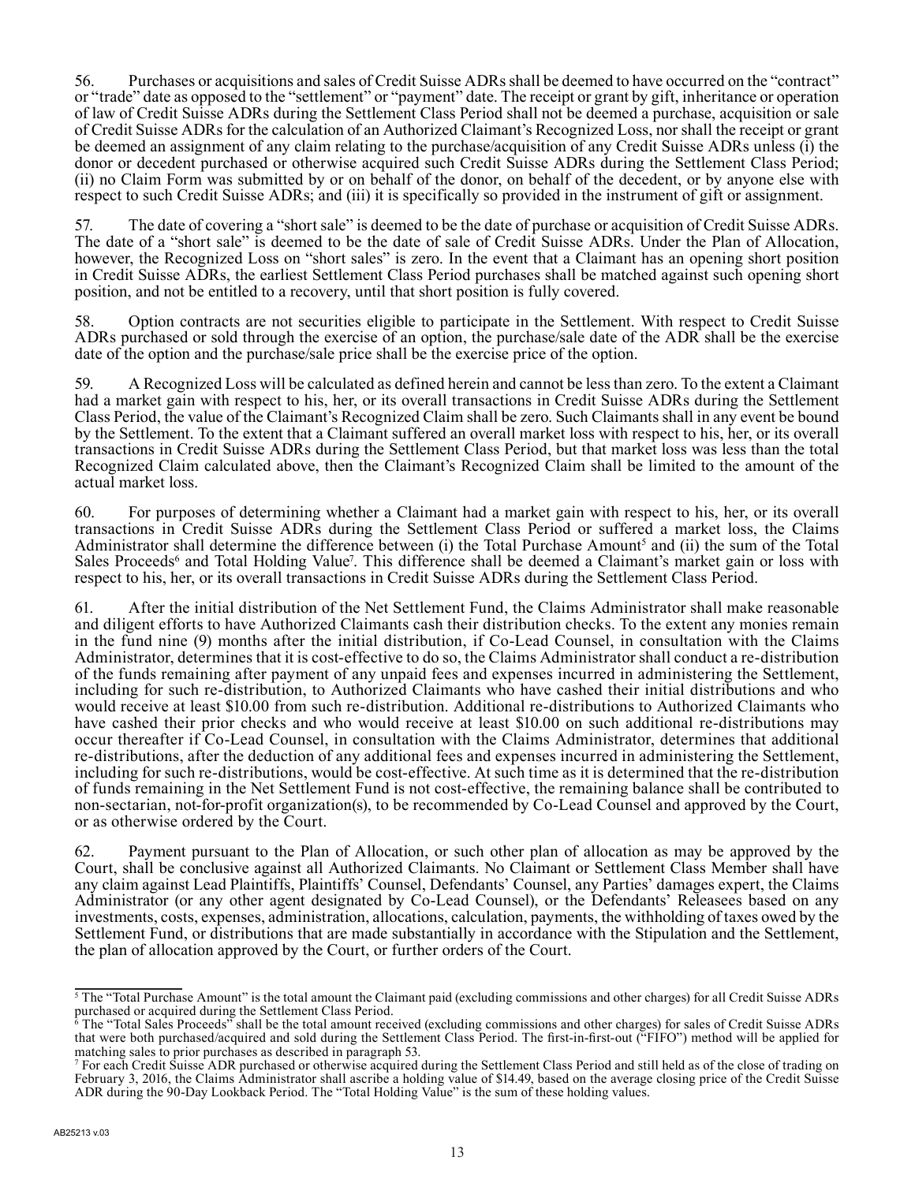56. Purchases or acquisitions and sales of Credit Suisse ADRs shall be deemed to have occurred on the "contract" or "trade" date as opposed to the "settlement" or "payment" date. The receipt or grant by gift, inheritance or operation of law of Credit Suisse ADRs during the Settlement Class Period shall not be deemed a purchase, acquisition or sale of Credit Suisse ADRs for the calculation of an Authorized Claimant's Recognized Loss, nor shall the receipt or grant be deemed an assignment of any claim relating to the purchase/acquisition of any Credit Suisse ADRs unless (i) the donor or decedent purchased or otherwise acquired such Credit Suisse ADRs during the Settlement Class Period; (ii) no Claim Form was submitted by or on behalf of the donor, on behalf of the decedent, or by anyone else with respect to such Credit Suisse ADRs; and (iii) it is specifically so provided in the instrument of gift or assignment.

57. The date of covering a "short sale" is deemed to be the date of purchase or acquisition of Credit Suisse ADRs. The date of a "short sale" is deemed to be the date of sale of Credit Suisse ADRs. Under the Plan of Allocation, however, the Recognized Loss on "short sales" is zero. In the event that a Claimant has an opening short position in Credit Suisse ADRs, the earliest Settlement Class Period purchases shall be matched against such opening short position, and not be entitled to a recovery, until that short position is fully covered.

58. Option contracts are not securities eligible to participate in the Settlement. With respect to Credit Suisse ADRs purchased or sold through the exercise of an option, the purchase/sale date of the ADR shall be the exercise date of the option and the purchase/sale price shall be the exercise price of the option.

59. A Recognized Loss will be calculated as defined herein and cannot be less than zero. To the extent a Claimant had a market gain with respect to his, her, or its overall transactions in Credit Suisse ADRs during the Settlement Class Period, the value of the Claimant's Recognized Claim shall be zero. Such Claimants shall in any event be bound by the Settlement. To the extent that a Claimant suffered an overall market loss with respect to his, her, or its overall transactions in Credit Suisse ADRs during the Settlement Class Period, but that market loss was less than the total Recognized Claim calculated above, then the Claimant's Recognized Claim shall be limited to the amount of the actual market loss.

60. For purposes of determining whether a Claimant had a market gain with respect to his, her, or its overall transactions in Credit Suisse ADRs during the Settlement Class Period or suffered a market loss, the Claims Administrator shall determine the difference between (i) the Total Purchase Amount[5] and (ii) the sum of the Total Sales Proceeds[6] and Total Holding Value[7]. This difference shall be deemed a Claimant's market gain or loss with respect to his, her, or its overall transactions in Credit Suisse ADRs during the Settlement Class Period.

61. After the initial distribution of the Net Settlement Fund, the Claims Administrator shall make reasonable and diligent efforts to have Authorized Claimants cash their distribution checks. To the extent any monies remain in the fund nine (9) months after the initial distribution, if Co-Lead Counsel, in consultation with the Claims Administrator, determines that it is cost-effective to do so, the Claims Administrator shall conduct a re-distribution of the funds remaining after payment of any unpaid fees and expenses incurred in administering the Settlement, including for such re-distribution, to Authorized Claimants who have cashed their initial distributions and who would receive at least $10.00 from such re-distribution. Additional re-distributions to Authorized Claimants who have cashed their prior checks and who would receive at least $10.00 on such additional re-distributions may occur thereafter if Co-Lead Counsel, in consultation with the Claims Administrator, determines that additional re-distributions, after the deduction of any additional fees and expenses incurred in administering the Settlement, including for such re-distributions, would be cost-effective. At such time as it is determined that the re-distribution of funds remaining in the Net Settlement Fund is not cost-effective, the remaining balance shall be contributed to non-sectarian, not-for-profit organization(s), to be recommended by Co-Lead Counsel and approved by the Court, or as otherwise ordered by the Court.

62. Payment pursuant to the Plan of Allocation, or such other plan of allocation as may be approved by the Court, shall be conclusive against all Authorized Claimants. No Claimant or Settlement Class Member shall have any claim against Lead Plaintiffs, Plaintiffs' Counsel, Defendants' Counsel, any Parties' damages expert, the Claims Administrator (or any other agent designated by Co-Lead Counsel), or the Defendants' Releasees based on any investments, costs, expenses, administration, allocations, calculation, payments, the withholding of taxes owed by the Settlement Fund, or distributions that are made substantially in accordance with the Stipulation and the Settlement, the plan of allocation approved by the Court, or further orders of the Court.

---

[5] The "Total Purchase Amount" is the total amount the Claimant paid (excluding commissions and other charges) for all Credit Suisse ADRs purchased or acquired during the Settlement Class Period.

[6] The "Total Sales Proceeds" shall be the total amount received (excluding commissions and other charges) for sales of Credit Suisse ADRs that were both purchased/acquired and sold during the Settlement Class Period. The first-in-first-out ("FIFO") method will be applied for matching sales to prior purchases as described in paragraph 53.

[7] For each Credit Suisse ADR purchased or otherwise acquired during the Settlement Class Period and still held as of the close of trading on February 3, 2016, the Claims Administrator shall ascribe a holding value of $14.49, based on the average closing price of the Credit Suisse ADR during the 90-Day Lookback Period. The "Total Holding Value" is the sum of these holding values.

AB25213 v.03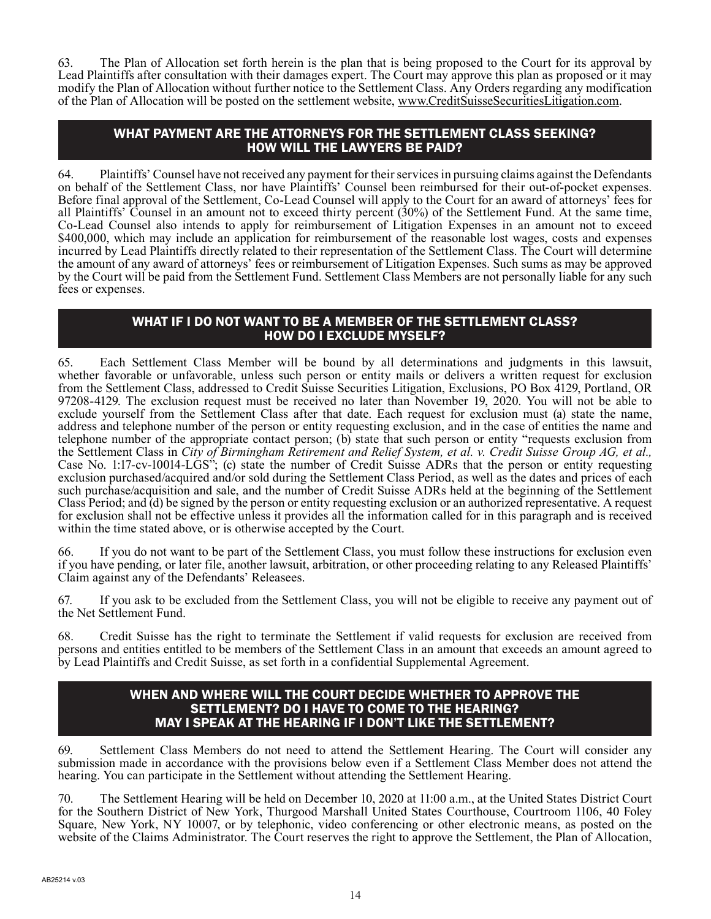63. The Plan of Allocation set forth herein is the plan that is being proposed to the Court for its approval by Lead Plaintiffs after consultation with their damages expert. The Court may approve this plan as proposed or it may modify the Plan of Allocation without further notice to the Settlement Class. Any Orders regarding any modification of the Plan of Allocation will be posted on the settlement website, www.CreditSuisseSecuritiesLitigation.com.

## WHAT PAYMENT ARE THE ATTORNEYS FOR THE SETTLEMENT CLASS SEEKING? HOW WILL THE LAWYERS BE PAID?

64. Plaintiffs' Counsel have not received any payment for their services in pursuing claims against the Defendants on behalf of the Settlement Class, nor have Plaintiffs' Counsel been reimbursed for their out-of-pocket expenses. Before final approval of the Settlement, Co-Lead Counsel will apply to the Court for an award of attorneys' fees for all Plaintiffs' Counsel in an amount not to exceed thirty percent (30%) of the Settlement Fund. At the same time, Co-Lead Counsel also intends to apply for reimbursement of Litigation Expenses in an amount not to exceed $400,000, which may include an application for reimbursement of the reasonable lost wages, costs and expenses incurred by Lead Plaintiffs directly related to their representation of the Settlement Class. The Court will determine the amount of any award of attorneys' fees or reimbursement of Litigation Expenses. Such sums as may be approved by the Court will be paid from the Settlement Fund. Settlement Class Members are not personally liable for any such fees or expenses.

## WHAT IF I DO NOT WANT TO BE A MEMBER OF THE SETTLEMENT CLASS? HOW DO I EXCLUDE MYSELF?

65. Each Settlement Class Member will be bound by all determinations and judgments in this lawsuit, whether favorable or unfavorable, unless such person or entity mails or delivers a written request for exclusion from the Settlement Class, addressed to Credit Suisse Securities Litigation, Exclusions, PO Box 4129, Portland, OR 97208-4129. The exclusion request must be received no later than November 19, 2020. You will not be able to exclude yourself from the Settlement Class after that date. Each request for exclusion must (a) state the name, address and telephone number of the person or entity requesting exclusion, and in the case of entities the name and telephone number of the appropriate contact person; (b) state that such person or entity "requests exclusion from the Settlement Class in *City of Birmingham Retirement and Relief System, et al. v. Credit Suisse Group AG, et al.,* Case No. 1:17-cv-10014-LGS"; (c) state the number of Credit Suisse ADRs that the person or entity requesting exclusion purchased/acquired and/or sold during the Settlement Class Period, as well as the dates and prices of each such purchase/acquisition and sale, and the number of Credit Suisse ADRs held at the beginning of the Settlement Class Period; and (d) be signed by the person or entity requesting exclusion or an authorized representative. A request for exclusion shall not be effective unless it provides all the information called for in this paragraph and is received within the time stated above, or is otherwise accepted by the Court.

66. If you do not want to be part of the Settlement Class, you must follow these instructions for exclusion even if you have pending, or later file, another lawsuit, arbitration, or other proceeding relating to any Released Plaintiffs' Claim against any of the Defendants' Releasees.

67. If you ask to be excluded from the Settlement Class, you will not be eligible to receive any payment out of the Net Settlement Fund.

68. Credit Suisse has the right to terminate the Settlement if valid requests for exclusion are received from persons and entities entitled to be members of the Settlement Class in an amount that exceeds an amount agreed to by Lead Plaintiffs and Credit Suisse, as set forth in a confidential Supplemental Agreement.

## WHEN AND WHERE WILL THE COURT DECIDE WHETHER TO APPROVE THE SETTLEMENT? DO I HAVE TO COME TO THE HEARING? MAY I SPEAK AT THE HEARING IF I DON'T LIKE THE SETTLEMENT?

69. Settlement Class Members do not need to attend the Settlement Hearing. The Court will consider any submission made in accordance with the provisions below even if a Settlement Class Member does not attend the hearing. You can participate in the Settlement without attending the Settlement Hearing.

70. The Settlement Hearing will be held on December 10, 2020 at 11:00 a.m., at the United States District Court for the Southern District of New York, Thurgood Marshall United States Courthouse, Courtroom 1106, 40 Foley Square, New York, NY 10007, or by telephonic, video conferencing or other electronic means, as posted on the website of the Claims Administrator. The Court reserves the right to approve the Settlement, the Plan of Allocation,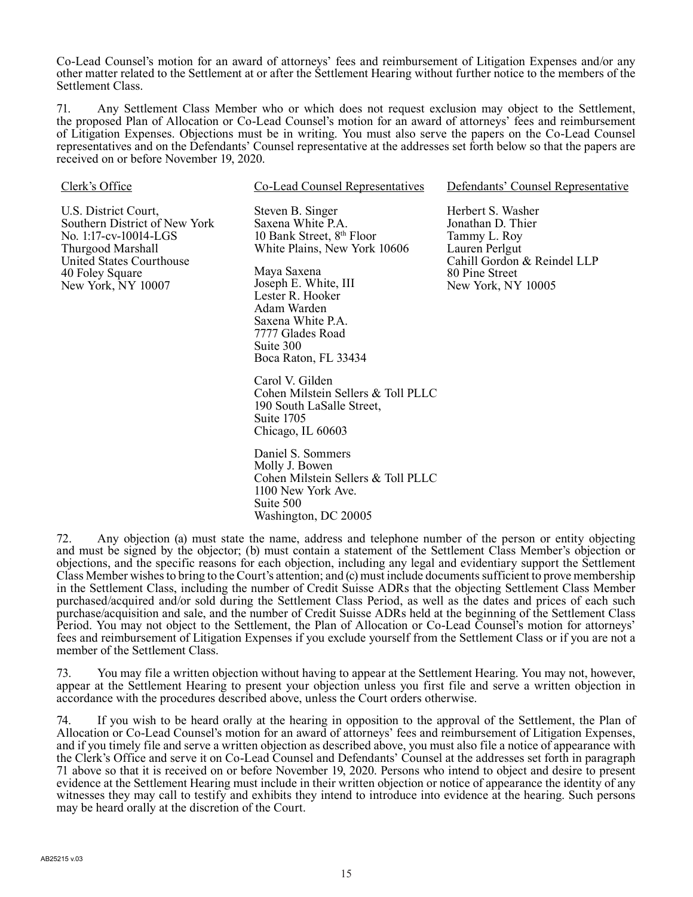Co-Lead Counsel's motion for an award of attorneys' fees and reimbursement of Litigation Expenses and/or any other matter related to the Settlement at or after the Settlement Hearing without further notice to the members of the Settlement Class.

71. Any Settlement Class Member who or which does not request exclusion may object to the Settlement, the proposed Plan of Allocation or Co-Lead Counsel's motion for an award of attorneys' fees and reimbursement of Litigation Expenses. Objections must be in writing. You must also serve the papers on the Co-Lead Counsel representatives and on the Defendants' Counsel representative at the addresses set forth below so that the papers are received on or before November 19, 2020.

| Clerk's Office | Co-Lead Counsel Representatives | Defendants' Counsel Representative |
|---|---|---|
| U.S. District Court,<br>Southern District of New York<br>No. 1:17-cv-10014-LGS<br>Thurgood Marshall<br>United States Courthouse<br>40 Foley Square<br>New York, NY 10007 | Steven B. Singer<br>Saxena White P.A.<br>10 Bank Street, 8th Floor<br>White Plains, New York 10606<br><br>Maya Saxena<br>Joseph E. White, III<br>Lester R. Hooker<br>Adam Warden<br>Saxena White P.A.<br>7777 Glades Road<br>Suite 300<br>Boca Raton, FL 33434<br><br>Carol V. Gilden<br>Cohen Milstein Sellers & Toll PLLC<br>190 South LaSalle Street,<br>Suite 1705<br>Chicago, IL 60603<br><br>Daniel S. Sommers<br>Molly J. Bowen<br>Cohen Milstein Sellers & Toll PLLC<br>1100 New York Ave.<br>Suite 500<br>Washington, DC 20005 | Herbert S. Washer<br>Jonathan D. Thier<br>Tammy L. Roy<br>Lauren Perlgut<br>Cahill Gordon & Reindel LLP<br>80 Pine Street<br>New York, NY 10005 |

72. Any objection (a) must state the name, address and telephone number of the person or entity objecting and must be signed by the objector; (b) must contain a statement of the Settlement Class Member's objection or objections, and the specific reasons for each objection, including any legal and evidentiary support the Settlement Class Member wishes to bring to the Court's attention; and (c) must include documents sufficient to prove membership in the Settlement Class, including the number of Credit Suisse ADRs that the objecting Settlement Class Member purchased/acquired and/or sold during the Settlement Class Period, as well as the dates and prices of each such purchase/acquisition and sale, and the number of Credit Suisse ADRs held at the beginning of the Settlement Class Period. You may not object to the Settlement, the Plan of Allocation or Co-Lead Counsel's motion for attorneys' fees and reimbursement of Litigation Expenses if you exclude yourself from the Settlement Class or if you are not a member of the Settlement Class.

73. You may file a written objection without having to appear at the Settlement Hearing. You may not, however, appear at the Settlement Hearing to present your objection unless you first file and serve a written objection in accordance with the procedures described above, unless the Court orders otherwise.

74. If you wish to be heard orally at the hearing in opposition to the approval of the Settlement, the Plan of Allocation or Co-Lead Counsel's motion for an award of attorneys' fees and reimbursement of Litigation Expenses, and if you timely file and serve a written objection as described above, you must also file a notice of appearance with the Clerk's Office and serve it on Co-Lead Counsel and Defendants' Counsel at the addresses set forth in paragraph 71 above so that it is received on or before November 19, 2020. Persons who intend to object and desire to present evidence at the Settlement Hearing must include in their written objection or notice of appearance the identity of any witnesses they may call to testify and exhibits they intend to introduce into evidence at the hearing. Such persons may be heard orally at the discretion of the Court.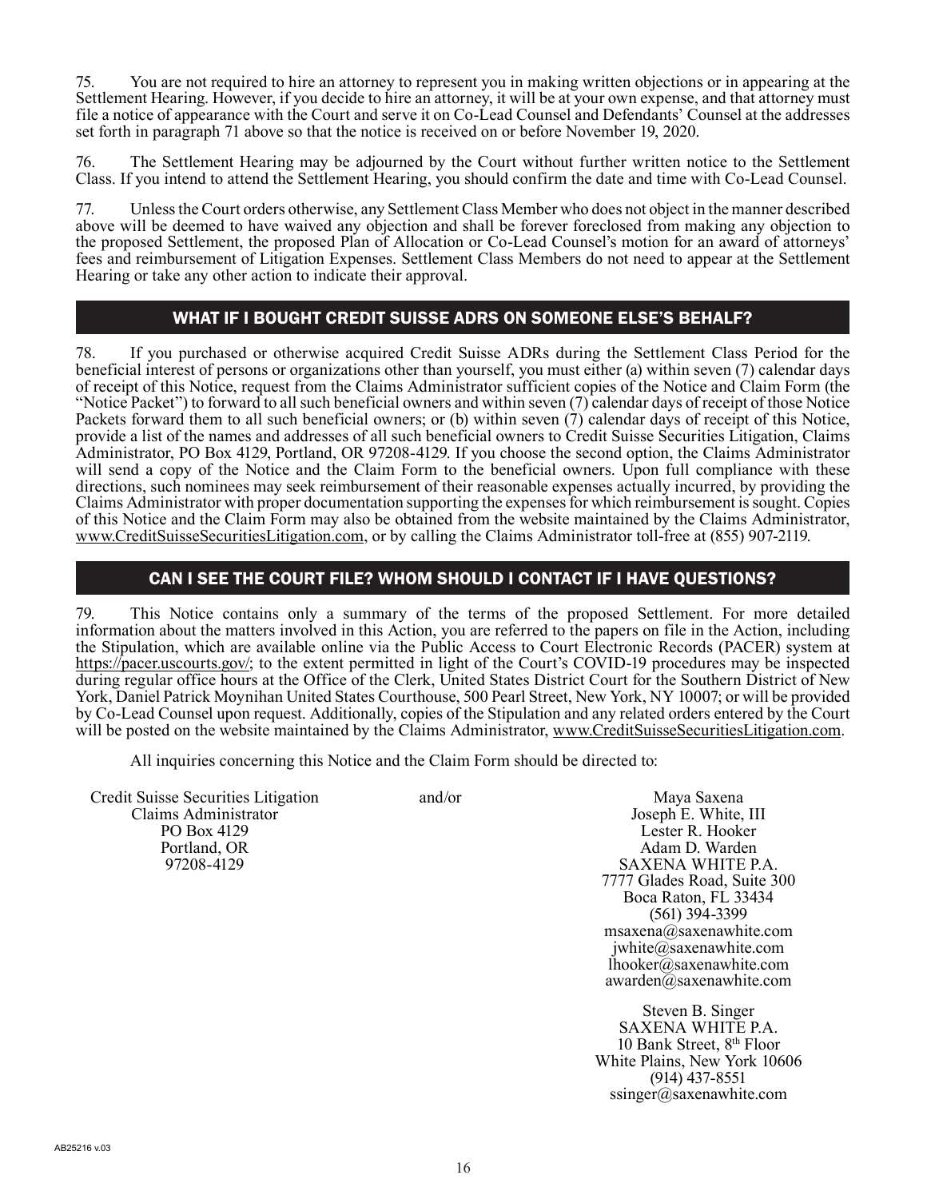75. You are not required to hire an attorney to represent you in making written objections or in appearing at the Settlement Hearing. However, if you decide to hire an attorney, it will be at your own expense, and that attorney must file a notice of appearance with the Court and serve it on Co-Lead Counsel and Defendants' Counsel at the addresses set forth in paragraph 71 above so that the notice is received on or before November 19, 2020.

76. The Settlement Hearing may be adjourned by the Court without further written notice to the Settlement Class. If you intend to attend the Settlement Hearing, you should confirm the date and time with Co-Lead Counsel.

77. Unless the Court orders otherwise, any Settlement Class Member who does not object in the manner described above will be deemed to have waived any objection and shall be forever foreclosed from making any objection to the proposed Settlement, the proposed Plan of Allocation or Co-Lead Counsel's motion for an award of attorneys' fees and reimbursement of Litigation Expenses. Settlement Class Members do not need to appear at the Settlement Hearing or take any other action to indicate their approval.

## WHAT IF I BOUGHT CREDIT SUISSE ADRS ON SOMEONE ELSE'S BEHALF?

78. If you purchased or otherwise acquired Credit Suisse ADRs during the Settlement Class Period for the beneficial interest of persons or organizations other than yourself, you must either (a) within seven (7) calendar days of receipt of this Notice, request from the Claims Administrator sufficient copies of the Notice and Claim Form (the "Notice Packet") to forward to all such beneficial owners and within seven (7) calendar days of receipt of those Notice Packets forward them to all such beneficial owners; or (b) within seven (7) calendar days of receipt of this Notice, provide a list of the names and addresses of all such beneficial owners to Credit Suisse Securities Litigation, Claims Administrator, PO Box 4129, Portland, OR 97208-4129. If you choose the second option, the Claims Administrator will send a copy of the Notice and the Claim Form to the beneficial owners. Upon full compliance with these directions, such nominees may seek reimbursement of their reasonable expenses actually incurred, by providing the Claims Administrator with proper documentation supporting the expenses for which reimbursement is sought. Copies of this Notice and the Claim Form may also be obtained from the website maintained by the Claims Administrator, www.CreditSuisseSecuritiesLitigation.com, or by calling the Claims Administrator toll-free at (855) 907-2119.

## CAN I SEE THE COURT FILE? WHOM SHOULD I CONTACT IF I HAVE QUESTIONS?

79. This Notice contains only a summary of the terms of the proposed Settlement. For more detailed information about the matters involved in this Action, you are referred to the papers on file in the Action, including the Stipulation, which are available online via the Public Access to Court Electronic Records (PACER) system at https://pacer.uscourts.gov/; to the extent permitted in light of the Court's COVID-19 procedures may be inspected during regular office hours at the Office of the Clerk, United States District Court for the Southern District of New York, Daniel Patrick Moynihan United States Courthouse, 500 Pearl Street, New York, NY 10007; or will be provided by Co-Lead Counsel upon request. Additionally, copies of the Stipulation and any related orders entered by the Court will be posted on the website maintained by the Claims Administrator, www.CreditSuisseSecuritiesLitigation.com.

All inquiries concerning this Notice and the Claim Form should be directed to:

Credit Suisse Securities Litigation
Claims Administrator
PO Box 4129
Portland, OR
97208-4129

and/or

Maya Saxena
Joseph E. White, III
Lester R. Hooker
Adam D. Warden
SAXENA WHITE P.A.
7777 Glades Road, Suite 300
Boca Raton, FL 33434
(561) 394-3399
msaxena@saxenawhite.com
jwhite@saxenawhite.com
lhooker@saxenawhite.com
awarden@saxenawhite.com

Steven B. Singer
SAXENA WHITE P.A.
10 Bank Street, 8th Floor
White Plains, New York 10606
(914) 437-8551
ssinger@saxenawhite.com

AB25216 v.03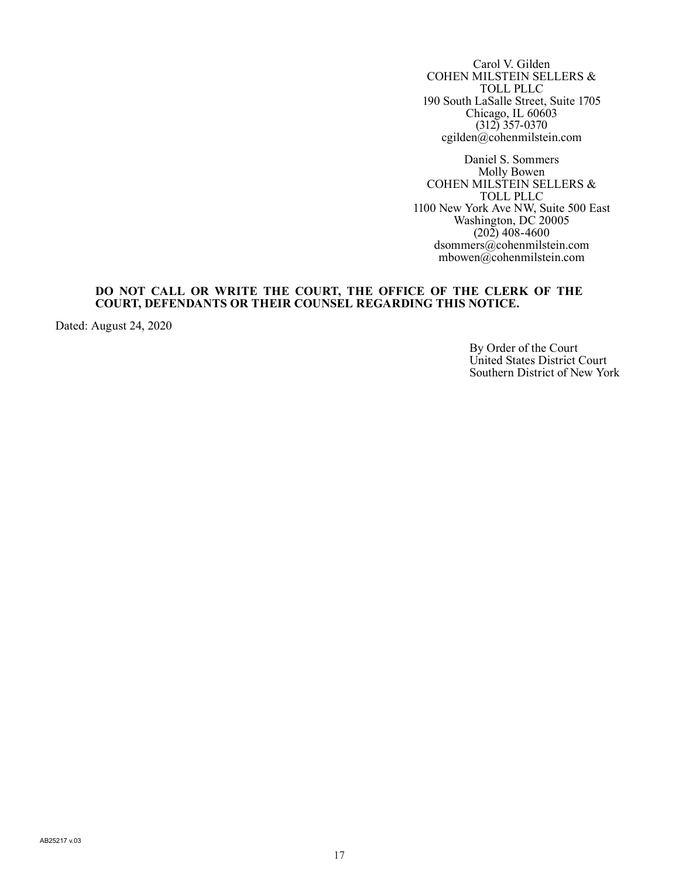Carol V. Gilden
COHEN MILSTEIN SELLERS &
TOLL PLLC
190 South LaSalle Street, Suite 1705
Chicago, IL 60603
(312) 357-0370
cgilden@cohenmilstein.com

Daniel S. Sommers
Molly Bowen
COHEN MILSTEIN SELLERS &
TOLL PLLC
1100 New York Ave NW, Suite 500 East
Washington, DC 20005
(202) 408-4600
dsommers@cohenmilstein.com
mbowen@cohenmilstein.com

**DO NOT CALL OR WRITE THE COURT, THE OFFICE OF THE CLERK OF THE COURT, DEFENDANTS OR THEIR COUNSEL REGARDING THIS NOTICE.**

Dated: August 24, 2020

By Order of the Court
United States District Court
Southern District of New York

AB25217 v.03